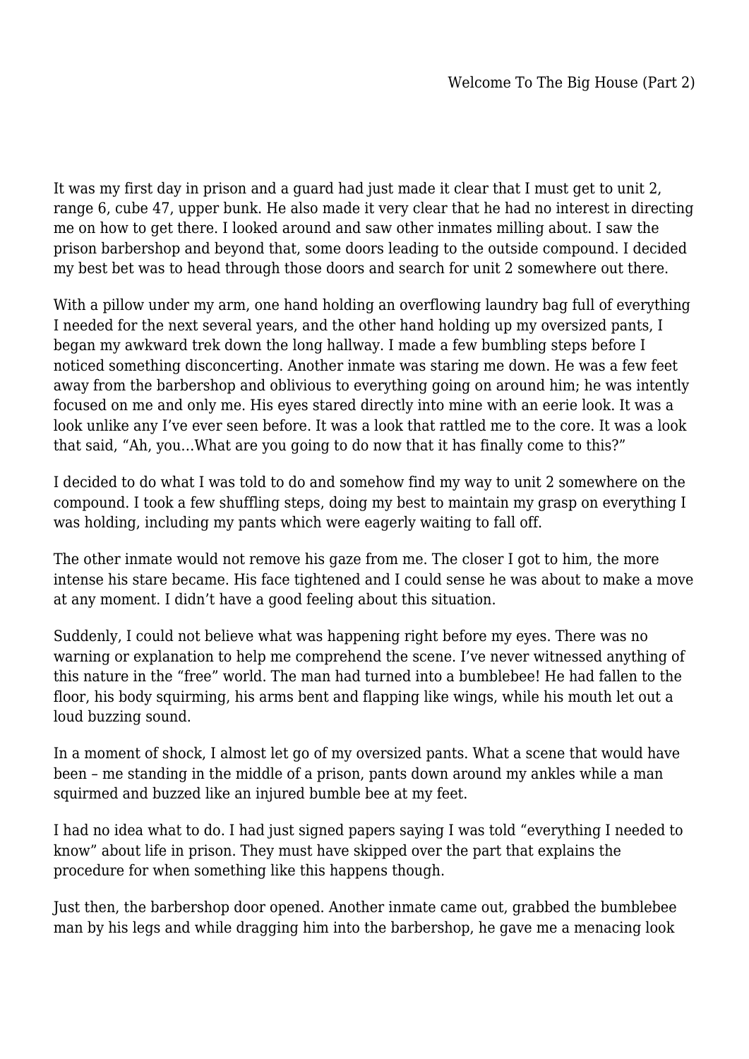# Welcome To The Big House (Part 2)

It was my first day in prison and a guard had just made it clear that I must get to unit 2, range 6, cube 47, upper bunk. He also made it very clear that he had no interest in directing me on how to get there. I looked around and saw other inmates milling about. I saw the prison barbershop and beyond that, some doors leading to the outside compound. I decided my best bet was to head through those doors and search for unit 2 somewhere out there.

With a pillow under my arm, one hand holding an overflowing laundry bag full of everything I needed for the next several years, and the other hand holding up my oversized pants, I began my awkward trek down the long hallway. I made a few bumbling steps before I noticed something disconcerting. Another inmate was staring me down. He was a few feet away from the barbershop and oblivious to everything going on around him; he was intently focused on me and only me. His eyes stared directly into mine with an eerie look. It was a look unlike any I've ever seen before. It was a look that rattled me to the core. It was a look that said, "Ah, you…What are you going to do now that it has finally come to this?"

I decided to do what I was told to do and somehow find my way to unit 2 somewhere on the compound. I took a few shuffling steps, doing my best to maintain my grasp on everything I was holding, including my pants which were eagerly waiting to fall off.

The other inmate would not remove his gaze from me. The closer I got to him, the more intense his stare became. His face tightened and I could sense he was about to make a move at any moment. I didn't have a good feeling about this situation.

Suddenly, I could not believe what was happening right before my eyes. There was no warning or explanation to help me comprehend the scene. I've never witnessed anything of this nature in the "free" world. The man had turned into a bumblebee! He had fallen to the floor, his body squirming, his arms bent and flapping like wings, while his mouth let out a loud buzzing sound.

In a moment of shock, I almost let go of my oversized pants. What a scene that would have been – me standing in the middle of a prison, pants down around my ankles while a man squirmed and buzzed like an injured bumble bee at my feet.

I had no idea what to do. I had just signed papers saying I was told "everything I needed to know" about life in prison. They must have skipped over the part that explains the procedure for when something like this happens though.

Just then, the barbershop door opened. Another inmate came out, grabbed the bumblebee man by his legs and while dragging him into the barbershop, he gave me a menacing look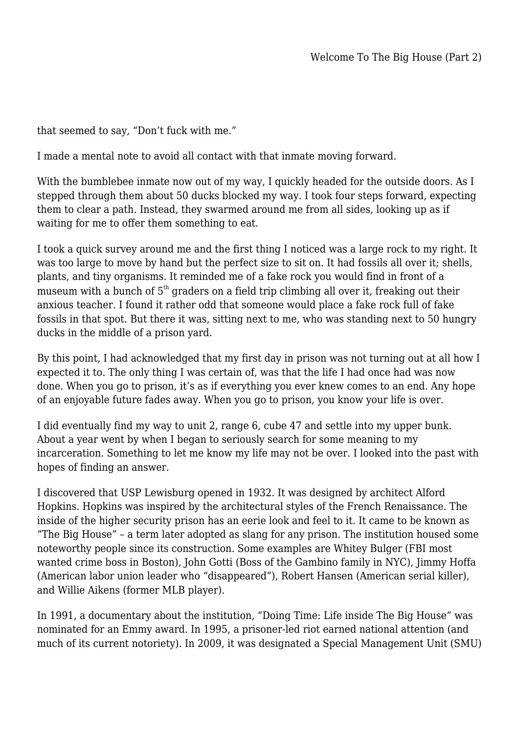that seemed to say, "Don't fuck with me."

I made a mental note to avoid all contact with that inmate moving forward.

With the bumblebee inmate now out of my way, I quickly headed for the outside doors. As I stepped through them about 50 ducks blocked my way. I took four steps forward, expecting them to clear a path. Instead, they swarmed around me from all sides, looking up as if waiting for me to offer them something to eat.

I took a quick survey around me and the first thing I noticed was a large rock to my right. It was too large to move by hand but the perfect size to sit on. It had fossils all over it; shells, plants, and tiny organisms. It reminded me of a fake rock you would find in front of a museum with a bunch of 5th graders on a field trip climbing all over it, freaking out their anxious teacher. I found it rather odd that someone would place a fake rock full of fake fossils in that spot. But there it was, sitting next to me, who was standing next to 50 hungry ducks in the middle of a prison yard.

By this point, I had acknowledged that my first day in prison was not turning out at all how I expected it to. The only thing I was certain of, was that the life I had once had was now done. When you go to prison, it's as if everything you ever knew comes to an end. Any hope of an enjoyable future fades away. When you go to prison, you know your life is over.

I did eventually find my way to unit 2, range 6, cube 47 and settle into my upper bunk. About a year went by when I began to seriously search for some meaning to my incarceration. Something to let me know my life may not be over. I looked into the past with hopes of finding an answer.

I discovered that USP Lewisburg opened in 1932. It was designed by architect Alford Hopkins. Hopkins was inspired by the architectural styles of the French Renaissance. The inside of the higher security prison has an eerie look and feel to it. It came to be known as "The Big House" – a term later adopted as slang for any prison. The institution housed some noteworthy people since its construction. Some examples are Whitey Bulger (FBI most wanted crime boss in Boston), John Gotti (Boss of the Gambino family in NYC), Jimmy Hoffa (American labor union leader who "disappeared"), Robert Hansen (American serial killer), and Willie Aikens (former MLB player).

In 1991, a documentary about the institution, "Doing Time: Life inside The Big House" was nominated for an Emmy award. In 1995, a prisoner-led riot earned national attention (and much of its current notoriety). In 2009, it was designated a Special Management Unit (SMU)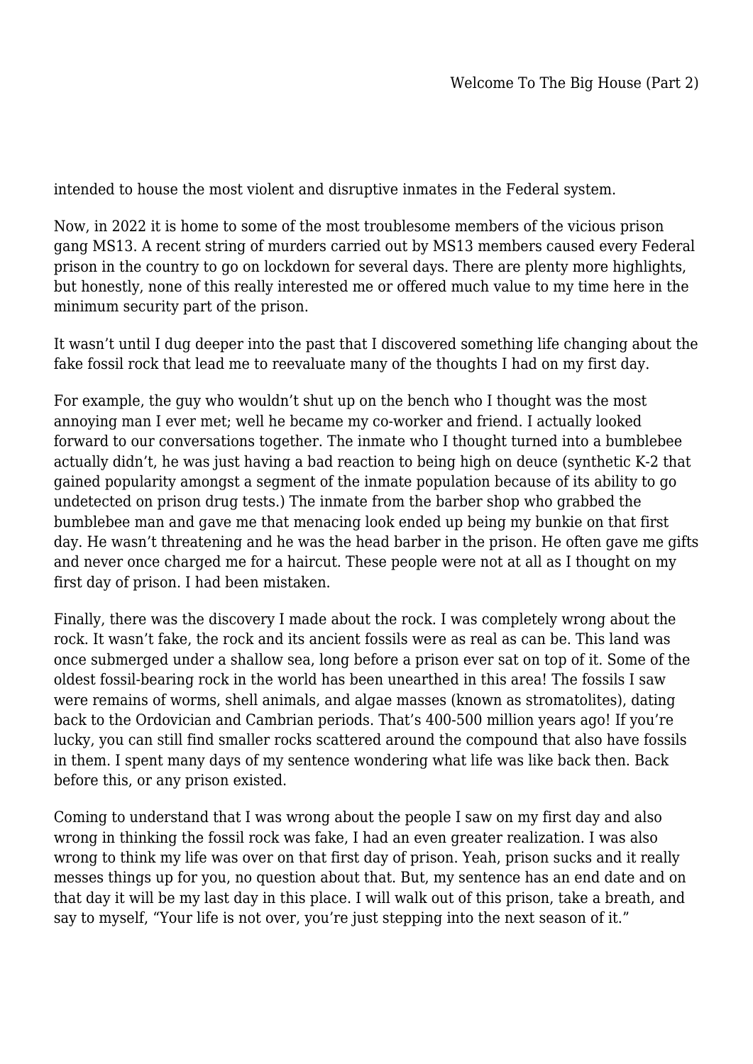intended to house the most violent and disruptive inmates in the Federal system.

Now, in 2022 it is home to some of the most troublesome members of the vicious prison gang MS13. A recent string of murders carried out by MS13 members caused every Federal prison in the country to go on lockdown for several days. There are plenty more highlights, but honestly, none of this really interested me or offered much value to my time here in the minimum security part of the prison.

It wasn't until I dug deeper into the past that I discovered something life changing about the fake fossil rock that lead me to reevaluate many of the thoughts I had on my first day.

For example, the guy who wouldn't shut up on the bench who I thought was the most annoying man I ever met; well he became my co-worker and friend. I actually looked forward to our conversations together. The inmate who I thought turned into a bumblebee actually didn't, he was just having a bad reaction to being high on deuce (synthetic K-2 that gained popularity amongst a segment of the inmate population because of its ability to go undetected on prison drug tests.) The inmate from the barber shop who grabbed the bumblebee man and gave me that menacing look ended up being my bunkie on that first day. He wasn't threatening and he was the head barber in the prison. He often gave me gifts and never once charged me for a haircut. These people were not at all as I thought on my first day of prison. I had been mistaken.

Finally, there was the discovery I made about the rock. I was completely wrong about the rock. It wasn't fake, the rock and its ancient fossils were as real as can be. This land was once submerged under a shallow sea, long before a prison ever sat on top of it. Some of the oldest fossil-bearing rock in the world has been unearthed in this area! The fossils I saw were remains of worms, shell animals, and algae masses (known as stromatolites), dating back to the Ordovician and Cambrian periods. That's 400-500 million years ago! If you're lucky, you can still find smaller rocks scattered around the compound that also have fossils in them. I spent many days of my sentence wondering what life was like back then. Back before this, or any prison existed.

Coming to understand that I was wrong about the people I saw on my first day and also wrong in thinking the fossil rock was fake, I had an even greater realization. I was also wrong to think my life was over on that first day of prison. Yeah, prison sucks and it really messes things up for you, no question about that. But, my sentence has an end date and on that day it will be my last day in this place. I will walk out of this prison, take a breath, and say to myself, "Your life is not over, you're just stepping into the next season of it."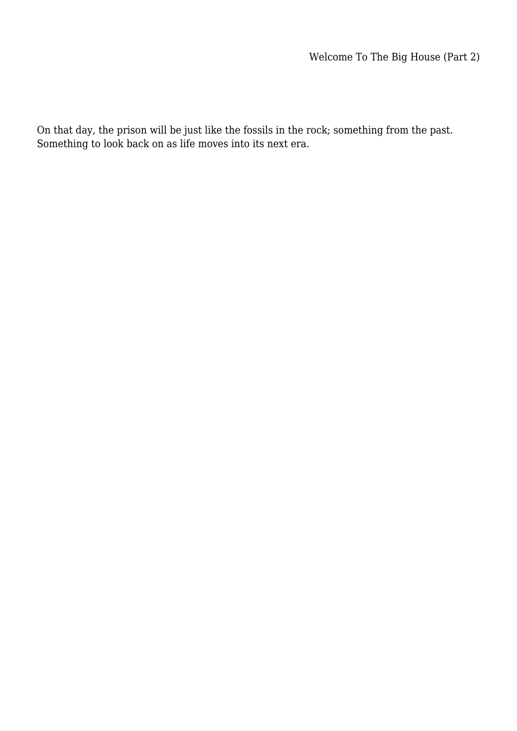On that day, the prison will be just like the fossils in the rock; something from the past. Something to look back on as life moves into its next era.